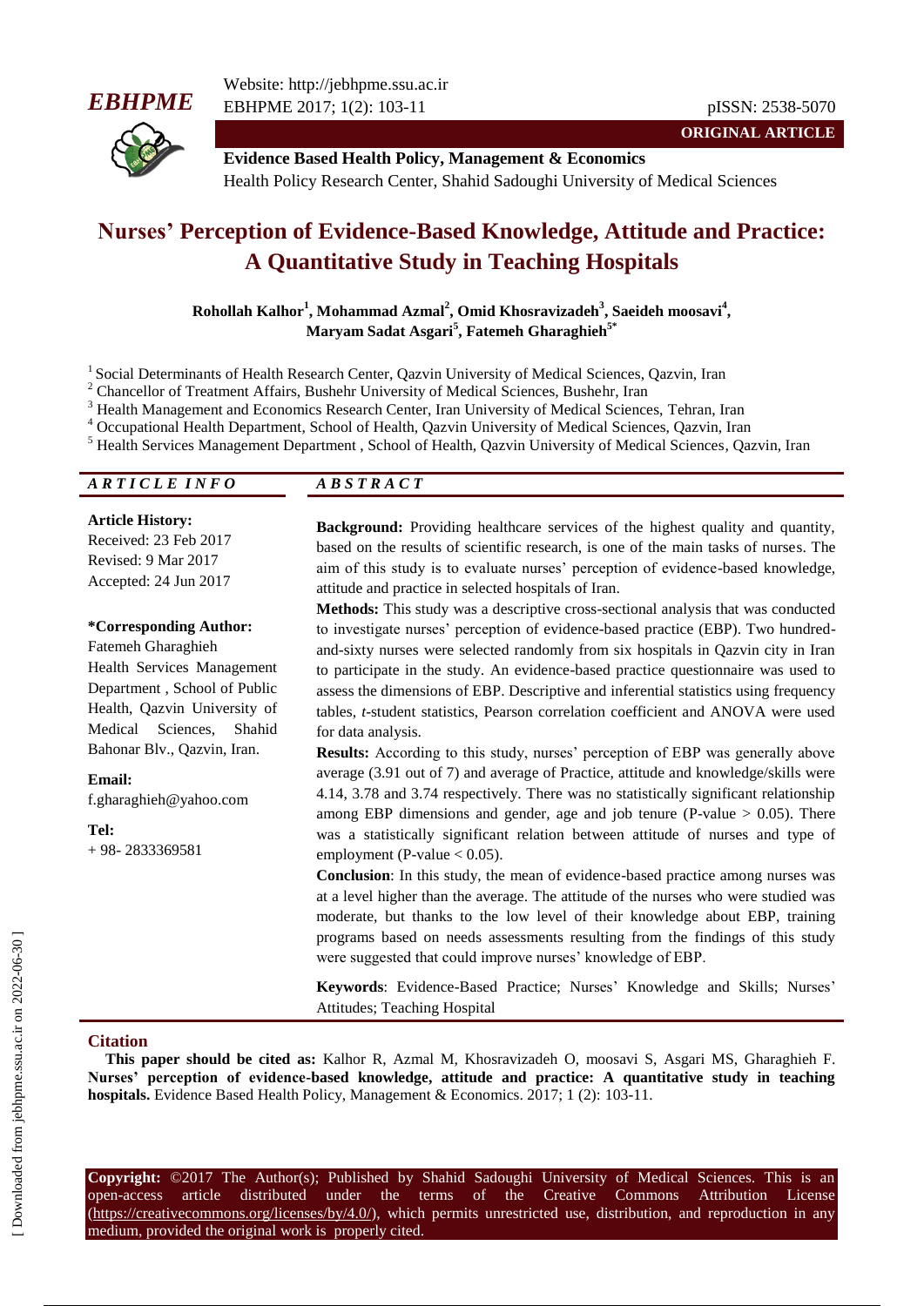**ORIGINAL ARTICLE**

**Evidence Based Health Policy, Management & Economics**
Health Policy Research Center, Shahid Sadoughi University of Medical Sciences

# Nurses' Perception of Evidence-Based Knowledge, Attitude and Practice: A Quantitative Study in Teaching Hospitals

**Rohollah Kalhor[1], Mohammad Azmal[2], Omid Khosravizadeh[3], Saeideh moosavi[4], Maryam Sadat Asgari[5], Fatemeh Gharaghieh[5*]**

[1] Social Determinants of Health Research Center, Qazvin University of Medical Sciences, Qazvin, Iran
[2] Chancellor of Treatment Affairs, Bushehr University of Medical Sciences, Bushehr, Iran
[3] Health Management and Economics Research Center, Iran University of Medical Sciences, Tehran, Iran
[4] Occupational Health Department, School of Health, Qazvin University of Medical Sciences, Qazvin, Iran
[5] Health Services Management Department , School of Health, Qazvin University of Medical Sciences, Qazvin, Iran

## *ARTICLE INFO*

**Article History:**
Received: 23 Feb 2017
Revised: 9 Mar 2017
Accepted: 24 Jun 2017

**\*Corresponding Author:**
Fatemeh Gharaghieh
Health Services Management Department , School of Public Health, Qazvin University of Medical Sciences, Shahid Bahonar Blv., Qazvin, Iran.

**Email:**
f.gharaghieh@yahoo.com

**Tel:**
+ 98- 2833369581

## *ABSTRACT*

**Background:** Providing healthcare services of the highest quality and quantity, based on the results of scientific research, is one of the main tasks of nurses. The aim of this study is to evaluate nurses' perception of evidence-based knowledge, attitude and practice in selected hospitals of Iran.

**Methods:** This study was a descriptive cross-sectional analysis that was conducted to investigate nurses' perception of evidence-based practice (EBP). Two hundred-and-sixty nurses were selected randomly from six hospitals in Qazvin city in Iran to participate in the study. An evidence-based practice questionnaire was used to assess the dimensions of EBP. Descriptive and inferential statistics using frequency tables, *t*-student statistics, Pearson correlation coefficient and ANOVA were used for data analysis.

**Results:** According to this study, nurses' perception of EBP was generally above average (3.91 out of 7) and average of Practice, attitude and knowledge/skills were 4.14, 3.78 and 3.74 respectively. There was no statistically significant relationship among EBP dimensions and gender, age and job tenure (P-value $> 0.05$). There was a statistically significant relation between attitude of nurses and type of employment (P-value $< 0.05$).

**Conclusion**: In this study, the mean of evidence-based practice among nurses was at a level higher than the average. The attitude of the nurses who were studied was moderate, but thanks to the low level of their knowledge about EBP, training programs based on needs assessments resulting from the findings of this study were suggested that could improve nurses' knowledge of EBP.

**Keywords**: Evidence-Based Practice; Nurses' Knowledge and Skills; Nurses' Attitudes; Teaching Hospital

## Citation

**This paper should be cited as:** Kalhor R, Azmal M, Khosravizadeh O, moosavi S, Asgari MS, Gharaghieh F. **Nurses' perception of evidence-based knowledge, attitude and practice: A quantitative study in teaching hospitals.** Evidence Based Health Policy, Management & Economics. 2017; 1 (2): 103-11.

**Copyright:** ©2017 The Author(s); Published by Shahid Sadoughi University of Medical Sciences. This is an open-access article distributed under the terms of the Creative Commons Attribution License (https://creativecommons.org/licenses/by/4.0/), which permits unrestricted use, distribution, and reproduction in any medium, provided the original work is properly cited.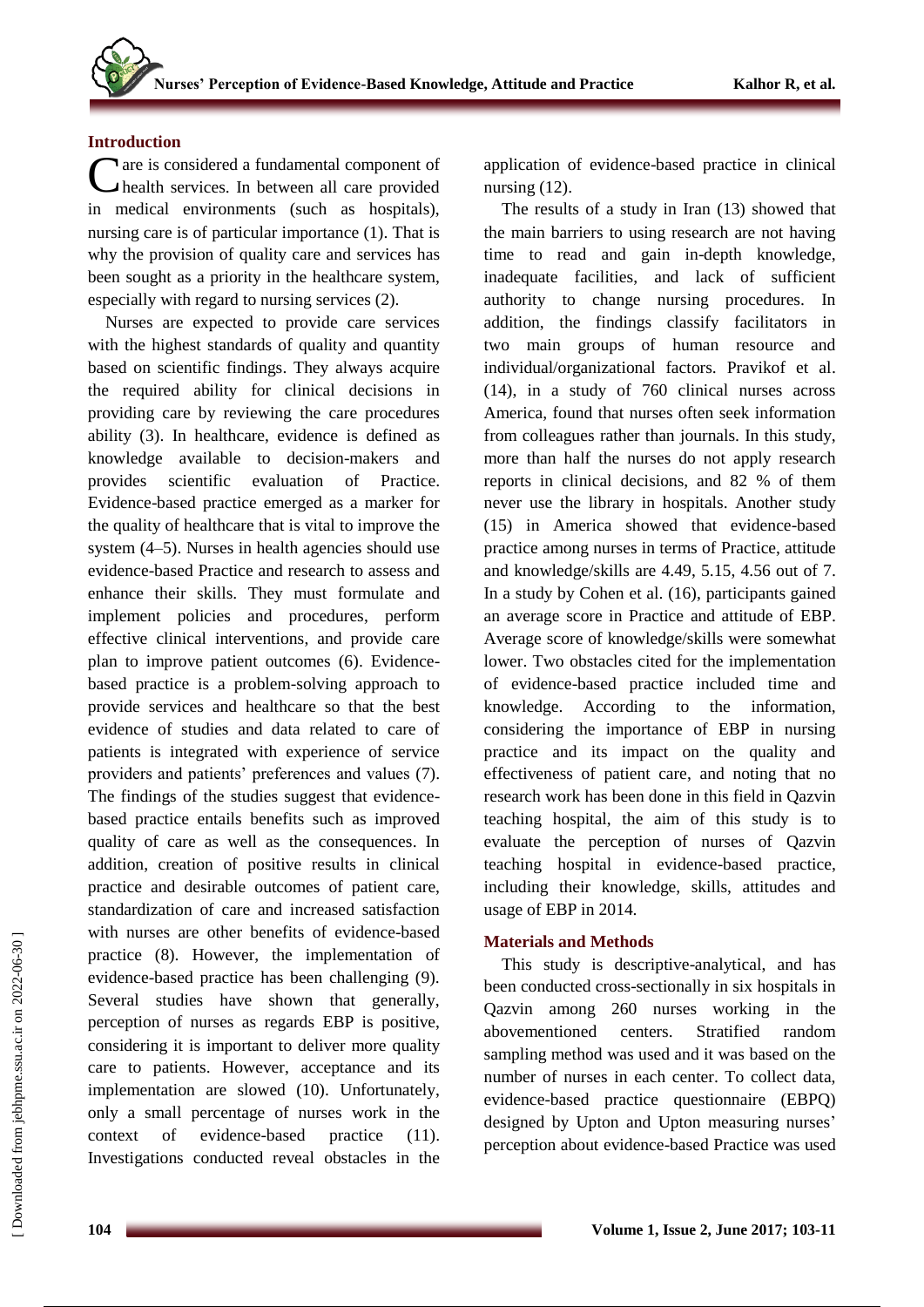## Introduction

Care is considered a fundamental component of health services. In between all care provided in medical environments (such as hospitals), nursing care is of particular importance (1). That is why the provision of quality care and services has been sought as a priority in the healthcare system, especially with regard to nursing services (2).

Nurses are expected to provide care services with the highest standards of quality and quantity based on scientific findings. They always acquire the required ability for clinical decisions in providing care by reviewing the care procedures ability (3). In healthcare, evidence is defined as knowledge available to decision-makers and provides scientific evaluation of Practice. Evidence-based practice emerged as a marker for the quality of healthcare that is vital to improve the system (4–5). Nurses in health agencies should use evidence-based Practice and research to assess and enhance their skills. They must formulate and implement policies and procedures, perform effective clinical interventions, and provide care plan to improve patient outcomes (6). Evidence-based practice is a problem-solving approach to provide services and healthcare so that the best evidence of studies and data related to care of patients is integrated with experience of service providers and patients' preferences and values (7). The findings of the studies suggest that evidence-based practice entails benefits such as improved quality of care as well as the consequences. In addition, creation of positive results in clinical practice and desirable outcomes of patient care, standardization of care and increased satisfaction with nurses are other benefits of evidence-based practice (8). However, the implementation of evidence-based practice has been challenging (9). Several studies have shown that generally, perception of nurses as regards EBP is positive, considering it is important to deliver more quality care to patients. However, acceptance and its implementation are slowed (10). Unfortunately, only a small percentage of nurses work in the context of evidence-based practice (11). Investigations conducted reveal obstacles in the application of evidence-based practice in clinical nursing (12).

The results of a study in Iran (13) showed that the main barriers to using research are not having time to read and gain in-depth knowledge, inadequate facilities, and lack of sufficient authority to change nursing procedures. In addition, the findings classify facilitators in two main groups of human resource and individual/organizational factors. Pravikof et al. (14), in a study of 760 clinical nurses across America, found that nurses often seek information from colleagues rather than journals. In this study, more than half the nurses do not apply research reports in clinical decisions, and 82 % of them never use the library in hospitals. Another study (15) in America showed that evidence-based practice among nurses in terms of Practice, attitude and knowledge/skills are 4.49, 5.15, 4.56 out of 7. In a study by Cohen et al. (16), participants gained an average score in Practice and attitude of EBP. Average score of knowledge/skills were somewhat lower. Two obstacles cited for the implementation of evidence-based practice included time and knowledge. According to the information, considering the importance of EBP in nursing practice and its impact on the quality and effectiveness of patient care, and noting that no research work has been done in this field in Qazvin teaching hospital, the aim of this study is to evaluate the perception of nurses of Qazvin teaching hospital in evidence-based practice, including their knowledge, skills, attitudes and usage of EBP in 2014.

## Materials and Methods

This study is descriptive-analytical, and has been conducted cross-sectionally in six hospitals in Qazvin among 260 nurses working in the abovementioned centers. Stratified random sampling method was used and it was based on the number of nurses in each center. To collect data, evidence-based practice questionnaire (EBPQ) designed by Upton and Upton measuring nurses' perception about evidence-based Practice was used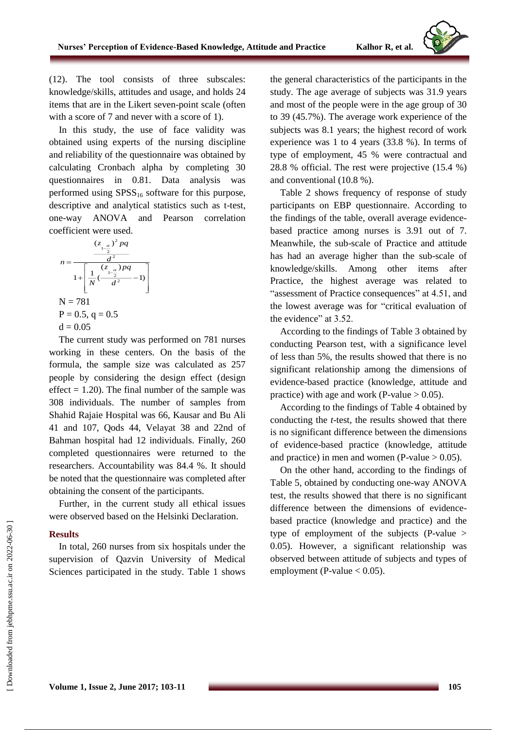(12). The tool consists of three subscales: knowledge/skills, attitudes and usage, and holds 24 items that are in the Likert seven-point scale (often with a score of 7 and never with a score of 1).

In this study, the use of face validity was obtained using experts of the nursing discipline and reliability of the questionnaire was obtained by calculating Cronbach alpha by completing 30 questionnaires in 0.81. Data analysis was performed using $SPSS_{16}$ software for this purpose, descriptive and analytical statistics such as t-test, one-way ANOVA and Pearson correlation coefficient were used.

$$n = \frac{\frac{(z_{1-\frac{\alpha}{2}})^2 pq}{d^2}}{1 + \left[\frac{1}{N}\left(\frac{(z_{1-\frac{\alpha}{2}})pq}{d^2} - 1\right)\right]}$$

N = 781

P = 0.5, q = 0.5

d = 0.05

The current study was performed on 781 nurses working in these centers. On the basis of the formula, the sample size was calculated as 257 people by considering the design effect (design effect = 1.20). The final number of the sample was 308 individuals. The number of samples from Shahid Rajaie Hospital was 66, Kausar and Bu Ali 41 and 107, Qods 44, Velayat 38 and 22nd of Bahman hospital had 12 individuals. Finally, 260 completed questionnaires were returned to the researchers. Accountability was 84.4 %. It should be noted that the questionnaire was completed after obtaining the consent of the participants.

Further, in the current study all ethical issues were observed based on the Helsinki Declaration.

## Results

In total, 260 nurses from six hospitals under the supervision of Qazvin University of Medical Sciences participated in the study. Table 1 shows the general characteristics of the participants in the study. The age average of subjects was 31.9 years and most of the people were in the age group of 30 to 39 (45.7%). The average work experience of the subjects was 8.1 years; the highest record of work experience was 1 to 4 years (33.8 %). In terms of type of employment, 45 % were contractual and 28.8 % official. The rest were projective (15.4 %) and conventional (10.8 %).

Table 2 shows frequency of response of study participants on EBP questionnaire. According to the findings of the table, overall average evidence-based practice among nurses is 3.91 out of 7. Meanwhile, the sub-scale of Practice and attitude has had an average higher than the sub-scale of knowledge/skills. Among other items after Practice, the highest average was related to "assessment of Practice consequences" at 4.51, and the lowest average was for "critical evaluation of the evidence" at 3.52.

According to the findings of Table 3 obtained by conducting Pearson test, with a significance level of less than 5%, the results showed that there is no significant relationship among the dimensions of evidence-based practice (knowledge, attitude and practice) with age and work (P-value > 0.05).

According to the findings of Table 4 obtained by conducting the *t*-test, the results showed that there is no significant difference between the dimensions of evidence-based practice (knowledge, attitude and practice) in men and women (P-value > 0.05).

On the other hand, according to the findings of Table 5, obtained by conducting one-way ANOVA test, the results showed that there is no significant difference between the dimensions of evidence-based practice (knowledge and practice) and the type of employment of the subjects (P-value > 0.05). However, a significant relationship was observed between attitude of subjects and types of employment (P-value < 0.05).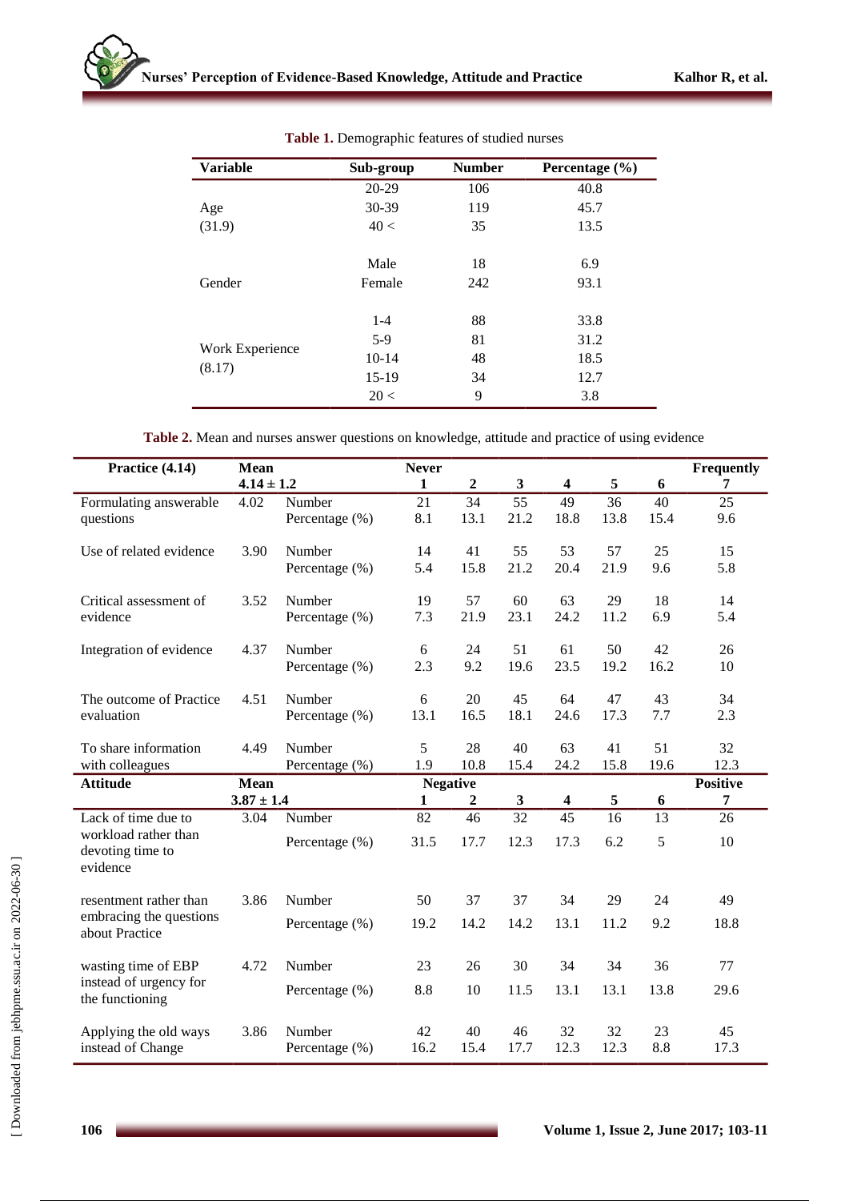**Table 1.** Demographic features of studied nurses

| Variable | Sub-group | Number | Percentage (%) |
|---|---|---|---|
| Age (31.9) | 20-29 | 106 | 40.8 |
| | 30-39 | 119 | 45.7 |
| | 40 < | 35 | 13.5 |
| Gender | Male | 18 | 6.9 |
| | Female | 242 | 93.1 |
| Work Experience (8.17) | 1-4 | 88 | 33.8 |
| | 5-9 | 81 | 31.2 |
| | 10-14 | 48 | 18.5 |
| | 15-19 | 34 | 12.7 |
| | 20 < | 9 | 3.8 |

**Table 2.** Mean and nurses answer questions on knowledge, attitude and practice of using evidence

| Practice (4.14) | Mean 4.14 ± 1.2 | | Never 1 | 2 | 3 | 4 | 5 | 6 | Frequently 7 |
|---|---|---|---|---|---|---|---|---|---|
| Formulating answerable questions | 4.02 | Number | 21 | 34 | 55 | 49 | 36 | 40 | 25 |
| | | Percentage (%) | 8.1 | 13.1 | 21.2 | 18.8 | 13.8 | 15.4 | 9.6 |
| Use of related evidence | 3.90 | Number | 14 | 41 | 55 | 53 | 57 | 25 | 15 |
| | | Percentage (%) | 5.4 | 15.8 | 21.2 | 20.4 | 21.9 | 9.6 | 5.8 |
| Critical assessment of evidence | 3.52 | Number | 19 | 57 | 60 | 63 | 29 | 18 | 14 |
| | | Percentage (%) | 7.3 | 21.9 | 23.1 | 24.2 | 11.2 | 6.9 | 5.4 |
| Integration of evidence | 4.37 | Number | 6 | 24 | 51 | 61 | 50 | 42 | 26 |
| | | Percentage (%) | 2.3 | 9.2 | 19.6 | 23.5 | 19.2 | 16.2 | 10 |
| The outcome of Practice evaluation | 4.51 | Number | 6 | 20 | 45 | 64 | 47 | 43 | 34 |
| | | Percentage (%) | 13.1 | 16.5 | 18.1 | 24.6 | 17.3 | 7.7 | 2.3 |
| To share information with colleagues | 4.49 | Number | 5 | 28 | 40 | 63 | 41 | 51 | 32 |
| | | Percentage (%) | 1.9 | 10.8 | 15.4 | 24.2 | 15.8 | 19.6 | 12.3 |
| **Attitude** | **Mean 3.87 ± 1.4** | | **Negative 1** | **2** | **3** | **4** | **5** | **6** | **Positive 7** |
| Lack of time due to workload rather than devoting time to evidence | 3.04 | Number | 82 | 46 | 32 | 45 | 16 | 13 | 26 |
| | | Percentage (%) | 31.5 | 17.7 | 12.3 | 17.3 | 6.2 | 5 | 10 |
| resentment rather than embracing the questions about Practice | 3.86 | Number | 50 | 37 | 37 | 34 | 29 | 24 | 49 |
| | | Percentage (%) | 19.2 | 14.2 | 14.2 | 13.1 | 11.2 | 9.2 | 18.8 |
| wasting time of EBP instead of urgency for the functioning | 4.72 | Number | 23 | 26 | 30 | 34 | 34 | 36 | 77 |
| | | Percentage (%) | 8.8 | 10 | 11.5 | 13.1 | 13.1 | 13.8 | 29.6 |
| Applying the old ways instead of Change | 3.86 | Number | 42 | 40 | 46 | 32 | 32 | 23 | 45 |
| | | Percentage (%) | 16.2 | 15.4 | 17.7 | 12.3 | 12.3 | 8.8 | 17.3 |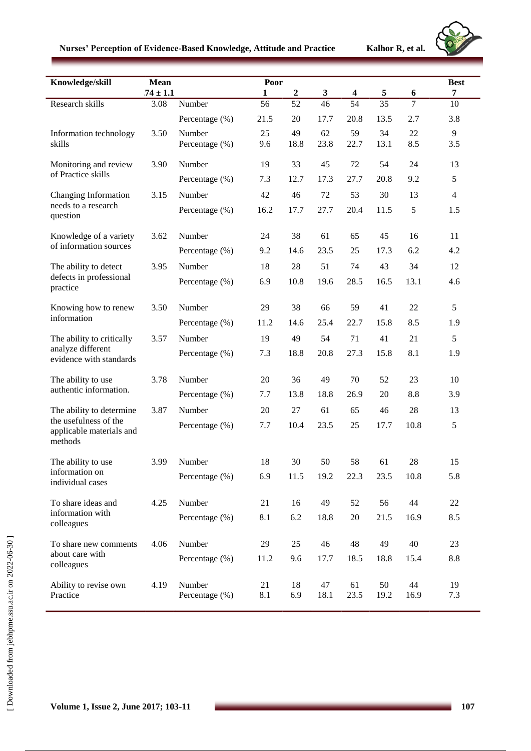| Knowledge/skill | Mean .74 ± 1.1 | | Poor 1 | 2 | 3 | 4 | 5 | 6 | Best 7 |
|---|---|---|---|---|---|---|---|---|---|
| Research skills | 3.08 | Number | 56 | 52 | 46 | 54 | 35 | 7 | 10 |
| | | Percentage (%) | 21.5 | 20 | 17.7 | 20.8 | 13.5 | 2.7 | 3.8 |
| Information technology skills | 3.50 | Number | 25 | 49 | 62 | 59 | 34 | 22 | 9 |
| | | Percentage (%) | 9.6 | 18.8 | 23.8 | 22.7 | 13.1 | 8.5 | 3.5 |
| Monitoring and review of Practice skills | 3.90 | Number | 19 | 33 | 45 | 72 | 54 | 24 | 13 |
| | | Percentage (%) | 7.3 | 12.7 | 17.3 | 27.7 | 20.8 | 9.2 | 5 |
| Changing Information needs to a research question | 3.15 | Number | 42 | 46 | 72 | 53 | 30 | 13 | 4 |
| | | Percentage (%) | 16.2 | 17.7 | 27.7 | 20.4 | 11.5 | 5 | 1.5 |
| Knowledge of a variety of information sources | 3.62 | Number | 24 | 38 | 61 | 65 | 45 | 16 | 11 |
| | | Percentage (%) | 9.2 | 14.6 | 23.5 | 25 | 17.3 | 6.2 | 4.2 |
| The ability to detect defects in professional practice | 3.95 | Number | 18 | 28 | 51 | 74 | 43 | 34 | 12 |
| | | Percentage (%) | 6.9 | 10.8 | 19.6 | 28.5 | 16.5 | 13.1 | 4.6 |
| Knowing how to renew information | 3.50 | Number | 29 | 38 | 66 | 59 | 41 | 22 | 5 |
| | | Percentage (%) | 11.2 | 14.6 | 25.4 | 22.7 | 15.8 | 8.5 | 1.9 |
| The ability to critically analyze different evidence with standards | 3.57 | Number | 19 | 49 | 54 | 71 | 41 | 21 | 5 |
| | | Percentage (%) | 7.3 | 18.8 | 20.8 | 27.3 | 15.8 | 8.1 | 1.9 |
| The ability to use authentic information. | 3.78 | Number | 20 | 36 | 49 | 70 | 52 | 23 | 10 |
| | | Percentage (%) | 7.7 | 13.8 | 18.8 | 26.9 | 20 | 8.8 | 3.9 |
| The ability to determine the usefulness of the applicable materials and methods | 3.87 | Number | 20 | 27 | 61 | 65 | 46 | 28 | 13 |
| | | Percentage (%) | 7.7 | 10.4 | 23.5 | 25 | 17.7 | 10.8 | 5 |
| The ability to use information on individual cases | 3.99 | Number | 18 | 30 | 50 | 58 | 61 | 28 | 15 |
| | | Percentage (%) | 6.9 | 11.5 | 19.2 | 22.3 | 23.5 | 10.8 | 5.8 |
| To share ideas and information with colleagues | 4.25 | Number | 21 | 16 | 49 | 52 | 56 | 44 | 22 |
| | | Percentage (%) | 8.1 | 6.2 | 18.8 | 20 | 21.5 | 16.9 | 8.5 |
| To share new comments about care with colleagues | 4.06 | Number | 29 | 25 | 46 | 48 | 49 | 40 | 23 |
| | | Percentage (%) | 11.2 | 9.6 | 17.7 | 18.5 | 18.8 | 15.4 | 8.8 |
| Ability to revise own Practice | 4.19 | Number | 21 | 18 | 47 | 61 | 50 | 44 | 19 |
| | | Percentage (%) | 8.1 | 6.9 | 18.1 | 23.5 | 19.2 | 16.9 | 7.3 |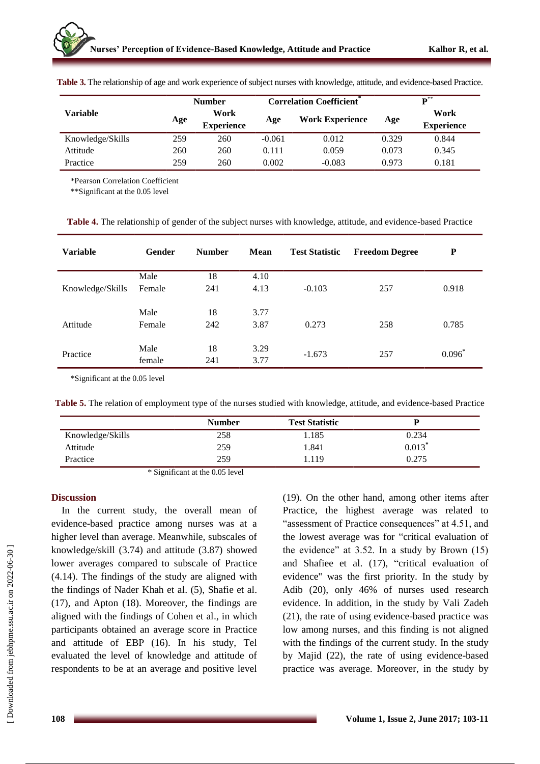**Table 3.** The relationship of age and work experience of subject nurses with knowledge, attitude, and evidence-based Practice.

| Variable | Number | | Correlation Coefficient* | | P** | |
|---|---|---|---|---|---|---|
| | Age | Work Experience | Age | Work Experience | Age | Work Experience |
| Knowledge/Skills | 259 | 260 | -0.061 | 0.012 | 0.329 | 0.844 |
| Attitude | 260 | 260 | 0.111 | 0.059 | 0.073 | 0.345 |
| Practice | 259 | 260 | 0.002 | -0.083 | 0.973 | 0.181 |

*Pearson Correlation Coefficient

**Significant at the 0.05 level

**Table 4.** The relationship of gender of the subject nurses with knowledge, attitude, and evidence-based Practice

| Variable | Gender | Number | Mean | Test Statistic | Freedom Degree | P |
|---|---|---|---|---|---|---|
| Knowledge/Skills | Male | 18 | 4.10 | -0.103 | 257 | 0.918 |
| | Female | 241 | 4.13 | | | |
| Attitude | Male | 18 | 3.77 | 0.273 | 258 | 0.785 |
| | Female | 242 | 3.87 | | | |
| Practice | Male | 18 | 3.29 | -1.673 | 257 | 0.096* |
| | female | 241 | 3.77 | | | |

*Significant at the 0.05 level

**Table 5.** The relation of employment type of the nurses studied with knowledge, attitude, and evidence-based Practice

| | Number | Test Statistic | P |
|---|---|---|---|
| Knowledge/Skills | 258 | 1.185 | 0.234 |
| Attitude | 259 | 1.841 | 0.013* |
| Practice | 259 | 1.119 | 0.275 |

* Significant at the 0.05 level

## Discussion

In the current study, the overall mean of evidence-based practice among nurses was at a higher level than average. Meanwhile, subscales of knowledge/skill (3.74) and attitude (3.87) showed lower averages compared to subscale of Practice (4.14). The findings of the study are aligned with the findings of Nader Khah et al. (5), Shafie et al. (17), and Apton (18). Moreover, the findings are aligned with the findings of Cohen et al., in which participants obtained an average score in Practice and attitude of EBP (16). In his study, Tel evaluated the level of knowledge and attitude of respondents to be at an average and positive level (19). On the other hand, among other items after Practice, the highest average was related to "assessment of Practice consequences" at 4.51, and the lowest average was for "critical evaluation of the evidence" at 3.52. In a study by Brown (15) and Shafiee et al. (17), "critical evaluation of evidence" was the first priority. In the study by Adib (20), only 46% of nurses used research evidence. In addition, in the study by Vali Zadeh (21), the rate of using evidence-based practice was low among nurses, and this finding is not aligned with the findings of the current study. In the study by Majid (22), the rate of using evidence-based practice was average. Moreover, in the study by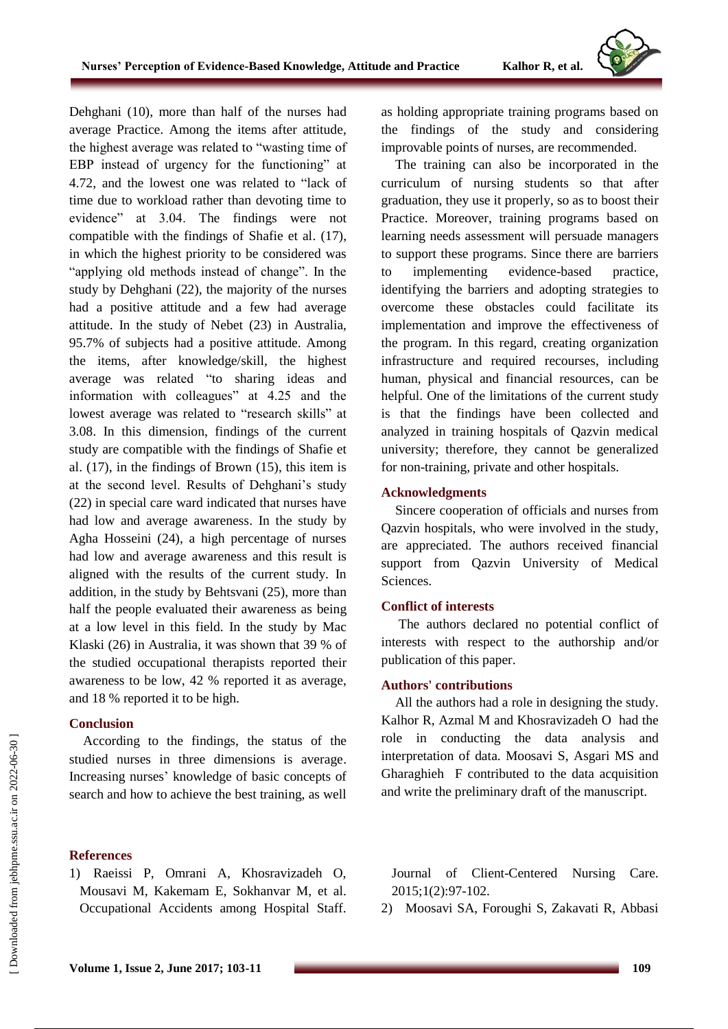Dehghani (10), more than half of the nurses had average Practice. Among the items after attitude, the highest average was related to "wasting time of EBP instead of urgency for the functioning" at 4.72, and the lowest one was related to "lack of time due to workload rather than devoting time to evidence" at 3.04. The findings were not compatible with the findings of Shafie et al. (17), in which the highest priority to be considered was "applying old methods instead of change". In the study by Dehghani (22), the majority of the nurses had a positive attitude and a few had average attitude. In the study of Nebet (23) in Australia, 95.7% of subjects had a positive attitude. Among the items, after knowledge/skill, the highest average was related "to sharing ideas and information with colleagues" at 4.25 and the lowest average was related to "research skills" at 3.08. In this dimension, findings of the current study are compatible with the findings of Shafie et al. (17), in the findings of Brown (15), this item is at the second level. Results of Dehghani's study (22) in special care ward indicated that nurses have had low and average awareness. In the study by Agha Hosseini (24), a high percentage of nurses had low and average awareness and this result is aligned with the results of the current study. In addition, in the study by Behtsvani (25), more than half the people evaluated their awareness as being at a low level in this field. In the study by Mac Klaski (26) in Australia, it was shown that 39 % of the studied occupational therapists reported their awareness to be low, 42 % reported it as average, and 18 % reported it to be high.

## Conclusion

According to the findings, the status of the studied nurses in three dimensions is average. Increasing nurses' knowledge of basic concepts of search and how to achieve the best training, as well as holding appropriate training programs based on the findings of the study and considering improvable points of nurses, are recommended.

The training can also be incorporated in the curriculum of nursing students so that after graduation, they use it properly, so as to boost their Practice. Moreover, training programs based on learning needs assessment will persuade managers to support these programs. Since there are barriers to implementing evidence-based practice, identifying the barriers and adopting strategies to overcome these obstacles could facilitate its implementation and improve the effectiveness of the program. In this regard, creating organization infrastructure and required recourses, including human, physical and financial resources, can be helpful. One of the limitations of the current study is that the findings have been collected and analyzed in training hospitals of Qazvin medical university; therefore, they cannot be generalized for non-training, private and other hospitals.

## Acknowledgments

Sincere cooperation of officials and nurses from Qazvin hospitals, who were involved in the study, are appreciated. The authors received financial support from Qazvin University of Medical Sciences.

## Conflict of interests

The authors declared no potential conflict of interests with respect to the authorship and/or publication of this paper.

## Authors' contributions

All the authors had a role in designing the study. Kalhor R, Azmal M and Khosravizadeh O had the role in conducting the data analysis and interpretation of data. Moosavi S, Asgari MS and Gharaghieh F contributed to the data acquisition and write the preliminary draft of the manuscript.

## References

1) Raeissi P, Omrani A, Khosravizadeh O, Mousavi M, Kakemam E, Sokhanvar M, et al. Occupational Accidents among Hospital Staff. Journal of Client-Centered Nursing Care. 2015;1(2):97-102.
2) Moosavi SA, Foroughi S, Zakavati R, Abbasi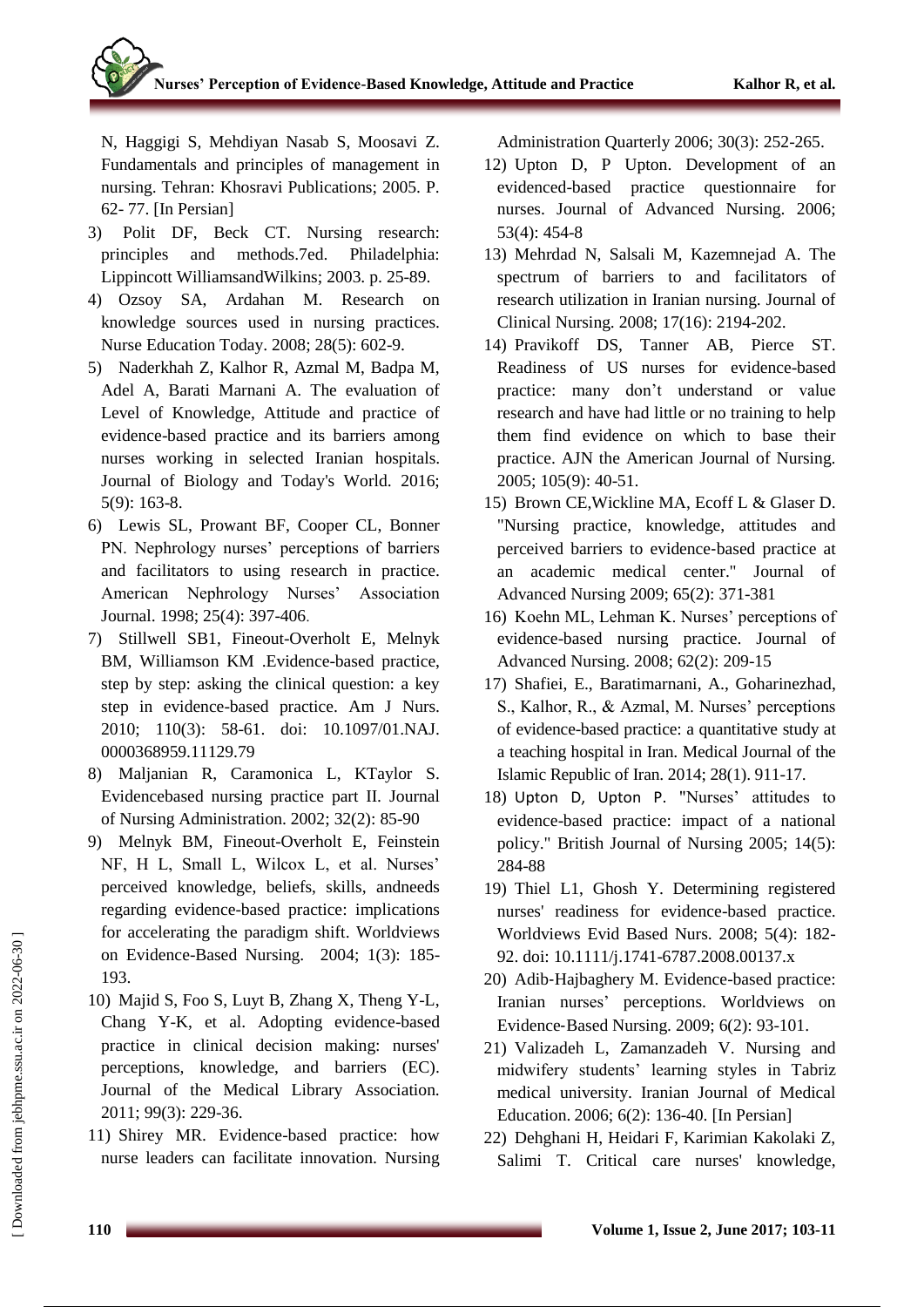N, Haggigi S, Mehdiyan Nasab S, Moosavi Z. Fundamentals and principles of management in nursing. Tehran: Khosravi Publications; 2005. P. 62- 77. [In Persian]

3) Polit DF, Beck CT. Nursing research: principles and methods.7ed. Philadelphia: Lippincott WilliamsandWilkins; 2003. p. 25-89.

4) Ozsoy SA, Ardahan M. Research on knowledge sources used in nursing practices. Nurse Education Today. 2008; 28(5): 602-9.

5) Naderkhah Z, Kalhor R, Azmal M, Badpa M, Adel A, Barati Marnani A. The evaluation of Level of Knowledge, Attitude and practice of evidence-based practice and its barriers among nurses working in selected Iranian hospitals. Journal of Biology and Today's World. 2016; 5(9): 163-8.

6) Lewis SL, Prowant BF, Cooper CL, Bonner PN. Nephrology nurses' perceptions of barriers and facilitators to using research in practice. American Nephrology Nurses' Association Journal. 1998; 25(4): 397-406.

7) Stillwell SB1, Fineout-Overholt E, Melnyk BM, Williamson KM .Evidence-based practice, step by step: asking the clinical question: a key step in evidence-based practice. Am J Nurs. 2010; 110(3): 58-61. doi: 10.1097/01.NAJ. 0000368959.11129.79

8) Maljanian R, Caramonica L, KTaylor S. Evidencebased nursing practice part II. Journal of Nursing Administration. 2002; 32(2): 85-90

9) Melnyk BM, Fineout-Overholt E, Feinstein NF, H L, Small L, Wilcox L, et al. Nurses' perceived knowledge, beliefs, skills, andneeds regarding evidence-based practice: implications for accelerating the paradigm shift. Worldviews on Evidence-Based Nursing. 2004; 1(3): 185-193.

10) Majid S, Foo S, Luyt B, Zhang X, Theng Y-L, Chang Y-K, et al. Adopting evidence-based practice in clinical decision making: nurses' perceptions, knowledge, and barriers (EC). Journal of the Medical Library Association. 2011; 99(3): 229-36.

11) Shirey MR. Evidence-based practice: how nurse leaders can facilitate innovation. Nursing Administration Quarterly 2006; 30(3): 252-265.

12) Upton D, P Upton. Development of an evidenced-based practice questionnaire for nurses. Journal of Advanced Nursing. 2006; 53(4): 454-8

13) Mehrdad N, Salsali M, Kazemnejad A. The spectrum of barriers to and facilitators of research utilization in Iranian nursing. Journal of Clinical Nursing. 2008; 17(16): 2194-202.

14) Pravikoff DS, Tanner AB, Pierce ST. Readiness of US nurses for evidence-based practice: many don't understand or value research and have had little or no training to help them find evidence on which to base their practice. AJN the American Journal of Nursing. 2005; 105(9): 40-51.

15) Brown CE,Wickline MA, Ecoff L & Glaser D. "Nursing practice, knowledge, attitudes and perceived barriers to evidence-based practice at an academic medical center." Journal of Advanced Nursing 2009; 65(2): 371-381

16) Koehn ML, Lehman K. Nurses' perceptions of evidence-based nursing practice. Journal of Advanced Nursing. 2008; 62(2): 209-15

17) Shafiei, E., Baratimarnani, A., Goharinezhad, S., Kalhor, R., & Azmal, M. Nurses' perceptions of evidence-based practice: a quantitative study at a teaching hospital in Iran. Medical Journal of the Islamic Republic of Iran. 2014; 28(1). 911-17.

18) Upton D, Upton P. "Nurses' attitudes to evidence-based practice: impact of a national policy." British Journal of Nursing 2005; 14(5): 284-88

19) Thiel L1, Ghosh Y. Determining registered nurses' readiness for evidence-based practice. Worldviews Evid Based Nurs. 2008; 5(4): 182-92. doi: 10.1111/j.1741-6787.2008.00137.x

20) Adib-Hajbaghery M. Evidence-based practice: Iranian nurses' perceptions. Worldviews on Evidence-Based Nursing. 2009; 6(2): 93-101.

21) Valizadeh L, Zamanzadeh V. Nursing and midwifery students' learning styles in Tabriz medical university. Iranian Journal of Medical Education. 2006; 6(2): 136-40. [In Persian]

22) Dehghani H, Heidari F, Karimian Kakolaki Z, Salimi T. Critical care nurses' knowledge,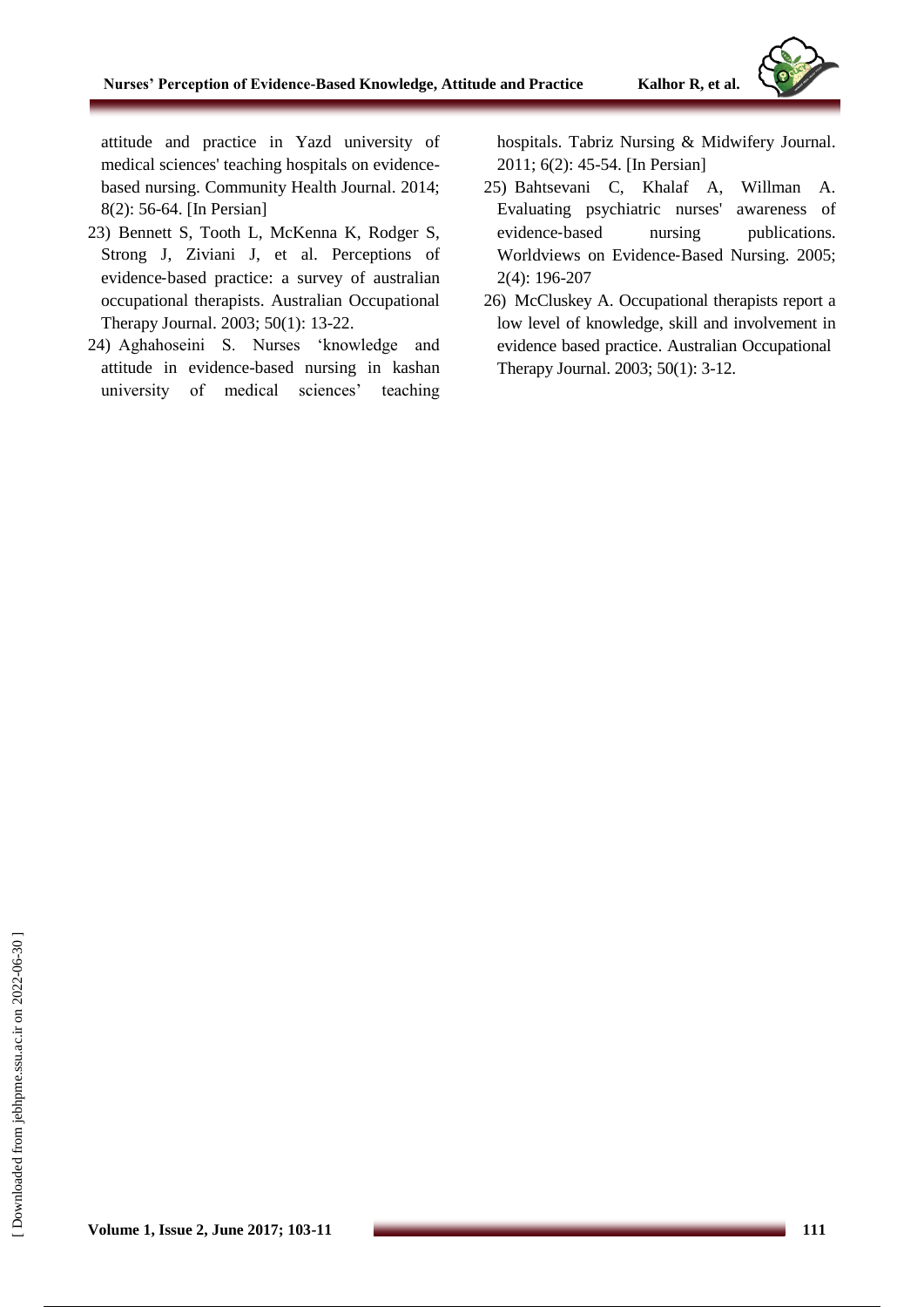attitude and practice in Yazd university of medical sciences' teaching hospitals on evidence-based nursing. Community Health Journal. 2014; 8(2): 56-64. [In Persian]

23) Bennett S, Tooth L, McKenna K, Rodger S, Strong J, Ziviani J, et al. Perceptions of evidence‐based practice: a survey of australian occupational therapists. Australian Occupational Therapy Journal. 2003; 50(1): 13-22.

24) Aghahoseini S. Nurses 'knowledge and attitude in evidence-based nursing in kashan university of medical sciences' teaching hospitals. Tabriz Nursing & Midwifery Journal. 2011; 6(2): 45-54. [In Persian]

25) Bahtsevani C, Khalaf A, Willman A. Evaluating psychiatric nurses' awareness of evidence‐based nursing publications. Worldviews on Evidence‐Based Nursing. 2005; 2(4): 196-207

26) McCluskey A. Occupational therapists report a low level of knowledge, skill and involvement in evidence based practice. Australian Occupational Therapy Journal. 2003; 50(1): 3-12.